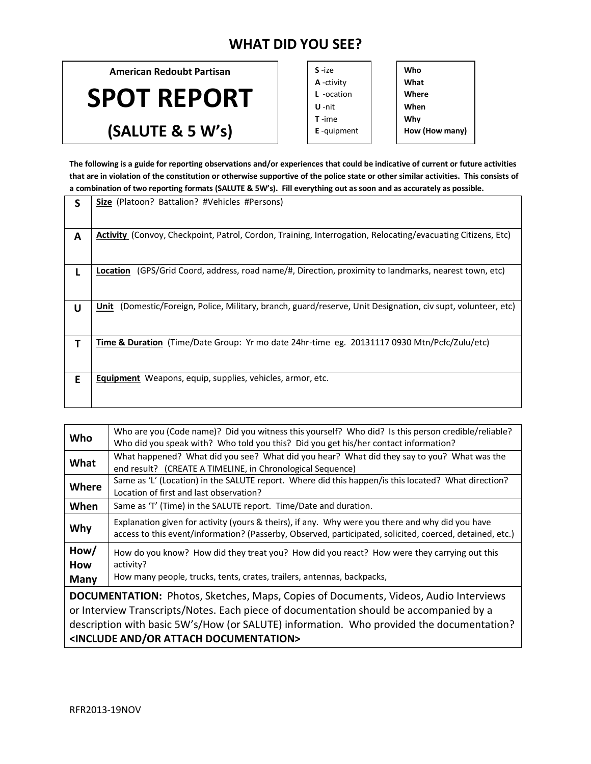# WHAT DID YOU SEE?

**American Redoubt Partisan**

# SPOT REPORT

## (SALUTE & 5 W's)

**S** -ize
**A** -ctivity
**L** -ocation
**U** -nit
**T** -ime
**E** -quipment

**Who**
**What**
**Where**
**When**
**Why**
**How (How many)**

**The following is a guide for reporting observations and/or experiences that could be indicative of current or future activities that are in violation of the constitution or otherwise supportive of the police state or other similar activities. This consists of a combination of two reporting formats (SALUTE & 5W's). Fill everything out as soon and as accurately as possible.**

| | |
|---|---|
| **S** | **Size** (Platoon? Battalion? #Vehicles #Persons) |
| **A** | **Activity** (Convoy, Checkpoint, Patrol, Cordon, Training, Interrogation, Relocating/evacuating Citizens, Etc) |
| **L** | **Location** (GPS/Grid Coord, address, road name/#, Direction, proximity to landmarks, nearest town, etc) |
| **U** | **Unit** (Domestic/Foreign, Police, Military, branch, guard/reserve, Unit Designation, civ supt, volunteer, etc) |
| **T** | **Time & Duration** (Time/Date Group: Yr mo date 24hr-time eg. 20131117 0930 Mtn/Pcfc/Zulu/etc) |
| **E** | **Equipment** Weapons, equip, supplies, vehicles, armor, etc. |

| | |
|---|---|
| **Who** | Who are you (Code name)? Did you witness this yourself? Who did? Is this person credible/reliable? Who did you speak with? Who told you this? Did you get his/her contact information? |
| **What** | What happened? What did you see? What did you hear? What did they say to you? What was the end result? (CREATE A TIMELINE, in Chronological Sequence) |
| **Where** | Same as 'L' (Location) in the SALUTE report. Where did this happen/is this located? What direction? Location of first and last observation? |
| **When** | Same as 'T' (Time) in the SALUTE report. Time/Date and duration. |
| **Why** | Explanation given for activity (yours & theirs), if any. Why were you there and why did you have access to this event/information? (Passerby, Observed, participated, solicited, coerced, detained, etc.) |
| **How/ How Many** | How do you know? How did they treat you? How did you react? How were they carrying out this activity? How many people, trucks, tents, crates, trailers, antennas, backpacks, |

**DOCUMENTATION:** Photos, Sketches, Maps, Copies of Documents, Videos, Audio Interviews or Interview Transcripts/Notes. Each piece of documentation should be accompanied by a description with basic 5W's/How (or SALUTE) information. Who provided the documentation? **<INCLUDE AND/OR ATTACH DOCUMENTATION>**

RFR2013-19NOV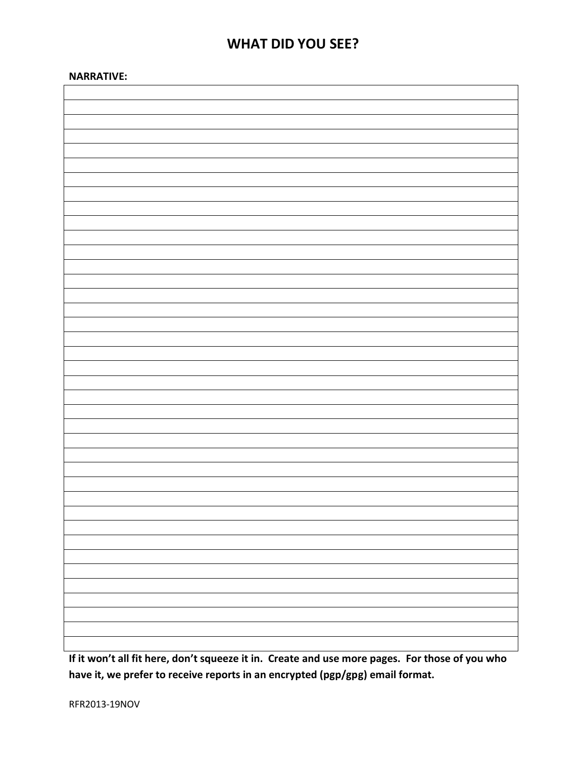# WHAT DID YOU SEE?

**NARRATIVE:**

| |
|---|
| |
| |
| |
| |
| |
| |
| |
| |
| |
| |
| |
| |
| |
| |
| |
| |
| |
| |
| |
| |
| |
| |
| |
| |
| |
| |
| |
| |
| |
| |
| |
| |
| |
| |
| |
| |
| |
| |

**If it won't all fit here, don't squeeze it in. Create and use more pages. For those of you who have it, we prefer to receive reports in an encrypted (pgp/gpg) email format.**

RFR2013-19NOV